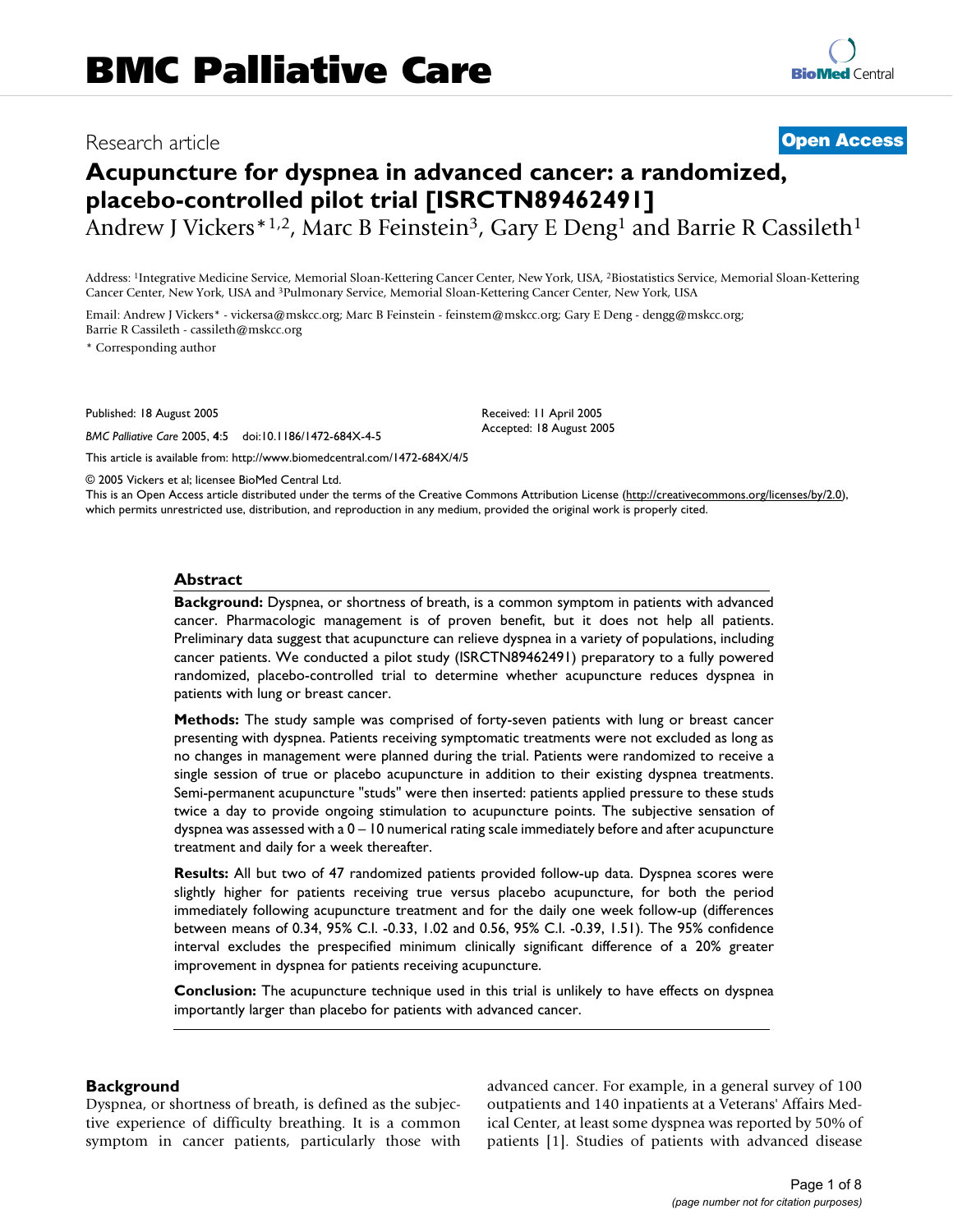# BMC Palliative Care

Research article **Open Access**

# Acupuncture for dyspnea in advanced cancer: a randomized, placebo-controlled pilot trial [ISRCTN89462491]

Andrew J Vickers*[1,2], Marc B Feinstein[3], Gary E Deng[1] and Barrie R Cassileth[1]

Address: [1]Integrative Medicine Service, Memorial Sloan-Kettering Cancer Center, New York, USA, [2]Biostatistics Service, Memorial Sloan-Kettering Cancer Center, New York, USA and [3]Pulmonary Service, Memorial Sloan-Kettering Cancer Center, New York, USA

Email: Andrew J Vickers* - vickersa@mskcc.org; Marc B Feinstein - feinstem@mskcc.org; Gary E Deng - dengg@mskcc.org; Barrie R Cassileth - cassileth@mskcc.org

* Corresponding author

Published: 18 August 2005

*BMC Palliative Care* 2005, **4**:5 doi:10.1186/1472-684X-4-5

Received: 11 April 2005
Accepted: 18 August 2005

This article is available from: http://www.biomedcentral.com/1472-684X/4/5

© 2005 Vickers et al; licensee BioMed Central Ltd.

This is an Open Access article distributed under the terms of the Creative Commons Attribution License (http://creativecommons.org/licenses/by/2.0), which permits unrestricted use, distribution, and reproduction in any medium, provided the original work is properly cited.

## Abstract

**Background:** Dyspnea, or shortness of breath, is a common symptom in patients with advanced cancer. Pharmacologic management is of proven benefit, but it does not help all patients. Preliminary data suggest that acupuncture can relieve dyspnea in a variety of populations, including cancer patients. We conducted a pilot study (ISRCTN89462491) preparatory to a fully powered randomized, placebo-controlled trial to determine whether acupuncture reduces dyspnea in patients with lung or breast cancer.

**Methods:** The study sample was comprised of forty-seven patients with lung or breast cancer presenting with dyspnea. Patients receiving symptomatic treatments were not excluded as long as no changes in management were planned during the trial. Patients were randomized to receive a single session of true or placebo acupuncture in addition to their existing dyspnea treatments. Semi-permanent acupuncture "studs" were then inserted: patients applied pressure to these studs twice a day to provide ongoing stimulation to acupuncture points. The subjective sensation of dyspnea was assessed with a 0 – 10 numerical rating scale immediately before and after acupuncture treatment and daily for a week thereafter.

**Results:** All but two of 47 randomized patients provided follow-up data. Dyspnea scores were slightly higher for patients receiving true versus placebo acupuncture, for both the period immediately following acupuncture treatment and for the daily one week follow-up (differences between means of 0.34, 95% C.I. -0.33, 1.02 and 0.56, 95% C.I. -0.39, 1.51). The 95% confidence interval excludes the prespecified minimum clinically significant difference of a 20% greater improvement in dyspnea for patients receiving acupuncture.

**Conclusion:** The acupuncture technique used in this trial is unlikely to have effects on dyspnea importantly larger than placebo for patients with advanced cancer.

## Background

Dyspnea, or shortness of breath, is defined as the subjective experience of difficulty breathing. It is a common symptom in cancer patients, particularly those with advanced cancer. For example, in a general survey of 100 outpatients and 140 inpatients at a Veterans' Affairs Medical Center, at least some dyspnea was reported by 50% of patients [1]. Studies of patients with advanced disease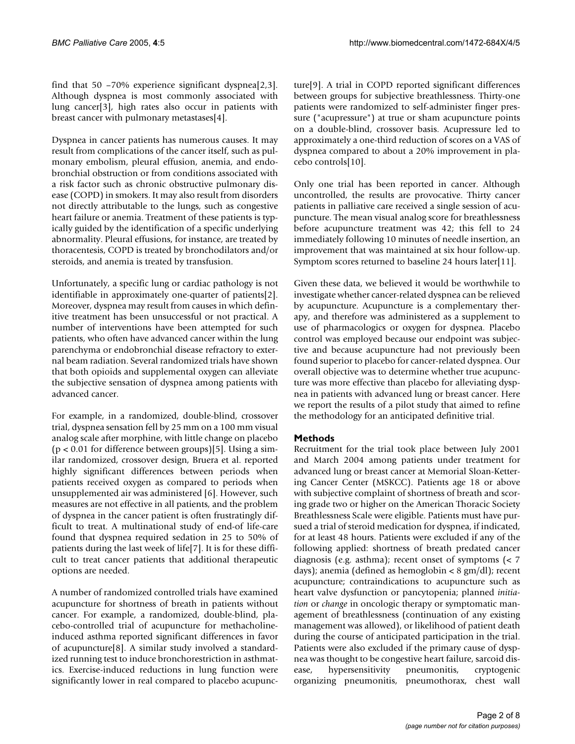find that 50 –70% experience significant dyspnea[2,3]. Although dyspnea is most commonly associated with lung cancer[3], high rates also occur in patients with breast cancer with pulmonary metastases[4].

Dyspnea in cancer patients has numerous causes. It may result from complications of the cancer itself, such as pulmonary embolism, pleural effusion, anemia, and endobronchial obstruction or from conditions associated with a risk factor such as chronic obstructive pulmonary disease (COPD) in smokers. It may also result from disorders not directly attributable to the lungs, such as congestive heart failure or anemia. Treatment of these patients is typically guided by the identification of a specific underlying abnormality. Pleural effusions, for instance, are treated by thoracentesis, COPD is treated by bronchodilators and/or steroids, and anemia is treated by transfusion.

Unfortunately, a specific lung or cardiac pathology is not identifiable in approximately one-quarter of patients[2]. Moreover, dyspnea may result from causes in which definitive treatment has been unsuccessful or not practical. A number of interventions have been attempted for such patients, who often have advanced cancer within the lung parenchyma or endobronchial disease refractory to external beam radiation. Several randomized trials have shown that both opioids and supplemental oxygen can alleviate the subjective sensation of dyspnea among patients with advanced cancer.

For example, in a randomized, double-blind, crossover trial, dyspnea sensation fell by 25 mm on a 100 mm visual analog scale after morphine, with little change on placebo ($p < 0.01$ for difference between groups)[5]. Using a similar randomized, crossover design, Bruera et al. reported highly significant differences between periods when patients received oxygen as compared to periods when unsupplemented air was administered [6]. However, such measures are not effective in all patients, and the problem of dyspnea in the cancer patient is often frustratingly difficult to treat. A multinational study of end-of-life-care found that dyspnea required sedation in 25 to 50% of patients during the last week of life[7]. It is for these difficult to treat cancer patients that additional therapeutic options are needed.

A number of randomized controlled trials have examined acupuncture for shortness of breath in patients without cancer. For example, a randomized, double-blind, placebo-controlled trial of acupuncture for methacholine-induced asthma reported significant differences in favor of acupuncture[8]. A similar study involved a standardized running test to induce bronchorestriction in asthmatics. Exercise-induced reductions in lung function were significantly lower in real compared to placebo acupuncture[9]. A trial in COPD reported significant differences between groups for subjective breathlessness. Thirty-one patients were randomized to self-administer finger pressure ("acupressure") at true or sham acupuncture points on a double-blind, crossover basis. Acupressure led to approximately a one-third reduction of scores on a VAS of dyspnea compared to about a 20% improvement in placebo controls[10].

Only one trial has been reported in cancer. Although uncontrolled, the results are provocative. Thirty cancer patients in palliative care received a single session of acupuncture. The mean visual analog score for breathlessness before acupuncture treatment was 42; this fell to 24 immediately following 10 minutes of needle insertion, an improvement that was maintained at six hour follow-up. Symptom scores returned to baseline 24 hours later[11].

Given these data, we believed it would be worthwhile to investigate whether cancer-related dyspnea can be relieved by acupuncture. Acupuncture is a complementary therapy, and therefore was administered as a supplement to use of pharmacologics or oxygen for dyspnea. Placebo control was employed because our endpoint was subjective and because acupuncture had not previously been found superior to placebo for cancer-related dyspnea. Our overall objective was to determine whether true acupuncture was more effective than placebo for alleviating dyspnea in patients with advanced lung or breast cancer. Here we report the results of a pilot study that aimed to refine the methodology for an anticipated definitive trial.

## Methods

Recruitment for the trial took place between July 2001 and March 2004 among patients under treatment for advanced lung or breast cancer at Memorial Sloan-Kettering Cancer Center (MSKCC). Patients age 18 or above with subjective complaint of shortness of breath and scoring grade two or higher on the American Thoracic Society Breathlessness Scale were eligible. Patients must have pursued a trial of steroid medication for dyspnea, if indicated, for at least 48 hours. Patients were excluded if any of the following applied: shortness of breath predated cancer diagnosis (e.g. asthma); recent onset of symptoms (< 7 days); anemia (defined as hemoglobin < 8 gm/dl); recent acupuncture; contraindications to acupuncture such as heart valve dysfunction or pancytopenia; planned *initiation* or *change* in oncologic therapy or symptomatic management of breathlessness (continuation of any existing management was allowed), or likelihood of patient death during the course of anticipated participation in the trial. Patients were also excluded if the primary cause of dyspnea was thought to be congestive heart failure, sarcoid disease, hypersensitivity pneumonitis, cryptogenic organizing pneumonitis, pneumothorax, chest wall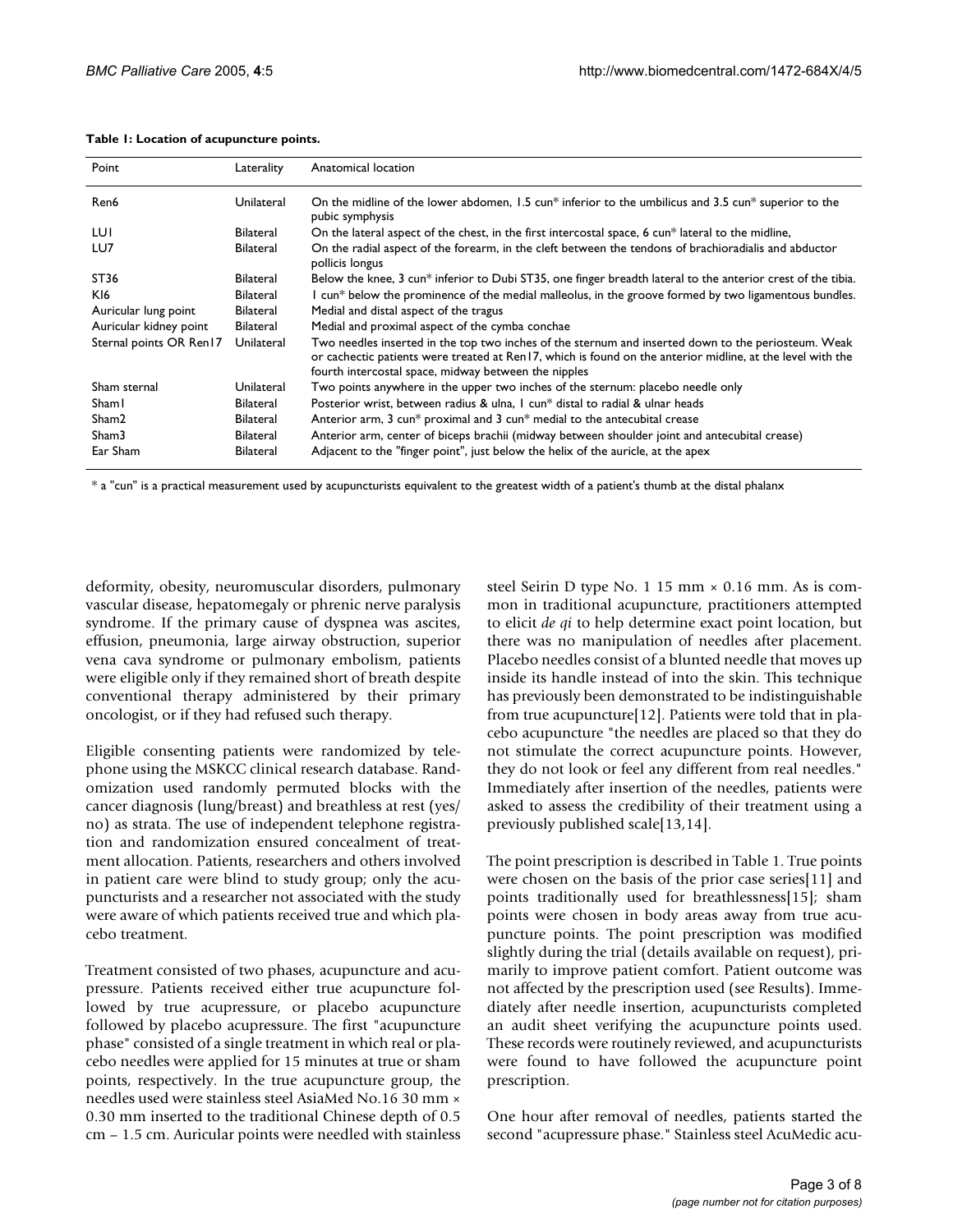**Table 1: Location of acupuncture points.**

| Point | Laterality | Anatomical location |
| --- | --- | --- |
| Ren6 | Unilateral | On the midline of the lower abdomen, 1.5 cun* inferior to the umbilicus and 3.5 cun* superior to the pubic symphysis |
| LU1 | Bilateral | On the lateral aspect of the chest, in the first intercostal space, 6 cun* lateral to the midline, |
| LU7 | Bilateral | On the radial aspect of the forearm, in the cleft between the tendons of brachioradialis and abductor pollicis longus |
| ST36 | Bilateral | Below the knee, 3 cun* inferior to Dubi ST35, one finger breadth lateral to the anterior crest of the tibia. |
| KI6 | Bilateral | 1 cun* below the prominence of the medial malleolus, in the groove formed by two ligamentous bundles. |
| Auricular lung point | Bilateral | Medial and distal aspect of the tragus |
| Auricular kidney point | Bilateral | Medial and proximal aspect of the cymba conchae |
| Sternal points OR Ren17 | Unilateral | Two needles inserted in the top two inches of the sternum and inserted down to the periosteum. Weak or cachectic patients were treated at Ren17, which is found on the anterior midline, at the level with the fourth intercostal space, midway between the nipples |
| Sham sternal | Unilateral | Two points anywhere in the upper two inches of the sternum: placebo needle only |
| Sham1 | Bilateral | Posterior wrist, between radius & ulna, 1 cun* distal to radial & ulnar heads |
| Sham2 | Bilateral | Anterior arm, 3 cun* proximal and 3 cun* medial to the antecubital crease |
| Sham3 | Bilateral | Anterior arm, center of biceps brachii (midway between shoulder joint and antecubital crease) |
| Ear Sham | Bilateral | Adjacent to the "finger point", just below the helix of the auricle, at the apex |

* a "cun" is a practical measurement used by acupuncturists equivalent to the greatest width of a patient's thumb at the distal phalanx

deformity, obesity, neuromuscular disorders, pulmonary vascular disease, hepatomegaly or phrenic nerve paralysis syndrome. If the primary cause of dyspnea was ascites, effusion, pneumonia, large airway obstruction, superior vena cava syndrome or pulmonary embolism, patients were eligible only if they remained short of breath despite conventional therapy administered by their primary oncologist, or if they had refused such therapy.

Eligible consenting patients were randomized by telephone using the MSKCC clinical research database. Randomization used randomly permuted blocks with the cancer diagnosis (lung/breast) and breathless at rest (yes/no) as strata. The use of independent telephone registration and randomization ensured concealment of treatment allocation. Patients, researchers and others involved in patient care were blind to study group; only the acupuncturists and a researcher not associated with the study were aware of which patients received true and which placebo treatment.

Treatment consisted of two phases, acupuncture and acupressure. Patients received either true acupuncture followed by true acupressure, or placebo acupuncture followed by placebo acupressure. The first "acupuncture phase" consisted of a single treatment in which real or placebo needles were applied for 15 minutes at true or sham points, respectively. In the true acupuncture group, the needles used were stainless steel AsiaMed No.16 30 mm × 0.30 mm inserted to the traditional Chinese depth of 0.5 cm – 1.5 cm. Auricular points were needled with stainless steel Seirin D type No. 1 15 mm × 0.16 mm. As is common in traditional acupuncture, practitioners attempted to elicit *de qi* to help determine exact point location, but there was no manipulation of needles after placement. Placebo needles consist of a blunted needle that moves up inside its handle instead of into the skin. This technique has previously been demonstrated to be indistinguishable from true acupuncture[12]. Patients were told that in placebo acupuncture "the needles are placed so that they do not stimulate the correct acupuncture points. However, they do not look or feel any different from real needles." Immediately after insertion of the needles, patients were asked to assess the credibility of their treatment using a previously published scale[13,14].

The point prescription is described in Table 1. True points were chosen on the basis of the prior case series[11] and points traditionally used for breathlessness[15]; sham points were chosen in body areas away from true acupuncture points. The point prescription was modified slightly during the trial (details available on request), primarily to improve patient comfort. Patient outcome was not affected by the prescription used (see Results). Immediately after needle insertion, acupuncturists completed an audit sheet verifying the acupuncture points used. These records were routinely reviewed, and acupuncturists were found to have followed the acupuncture point prescription.

One hour after removal of needles, patients started the second "acupressure phase." Stainless steel AcuMedic acu-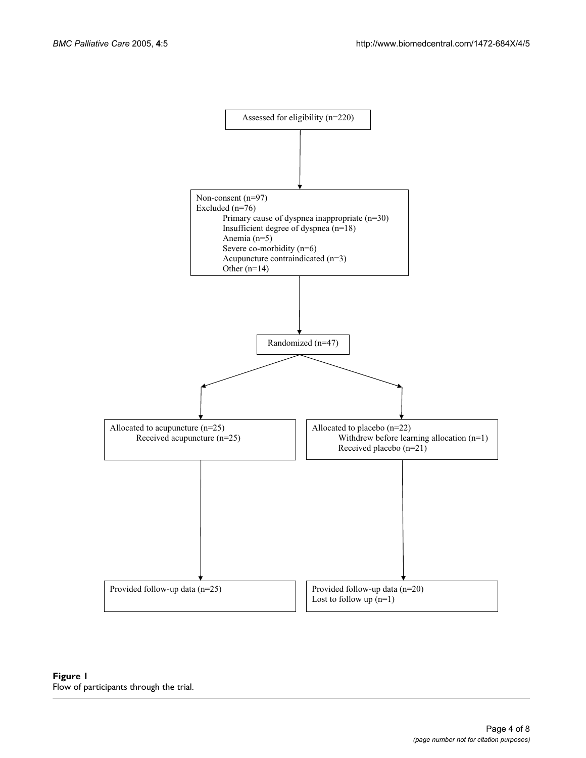Assessed for eligibility (n=220)

Non-consent (n=97)
Excluded (n=76)
- Primary cause of dyspnea inappropriate (n=30)
- Insufficient degree of dyspnea (n=18)
- Anemia (n=5)
- Severe co-morbidity (n=6)
- Acupuncture contraindicated (n=3)
- Other (n=14)

Randomized (n=47)

Allocated to acupuncture (n=25)
- Received acupuncture (n=25)

Allocated to placebo (n=22)
- Withdrew before learning allocation (n=1)
- Received placebo (n=21)

Provided follow-up data (n=25)

Provided follow-up data (n=20)
Lost to follow up (n=1)

**Figure 1**
Flow of participants through the trial.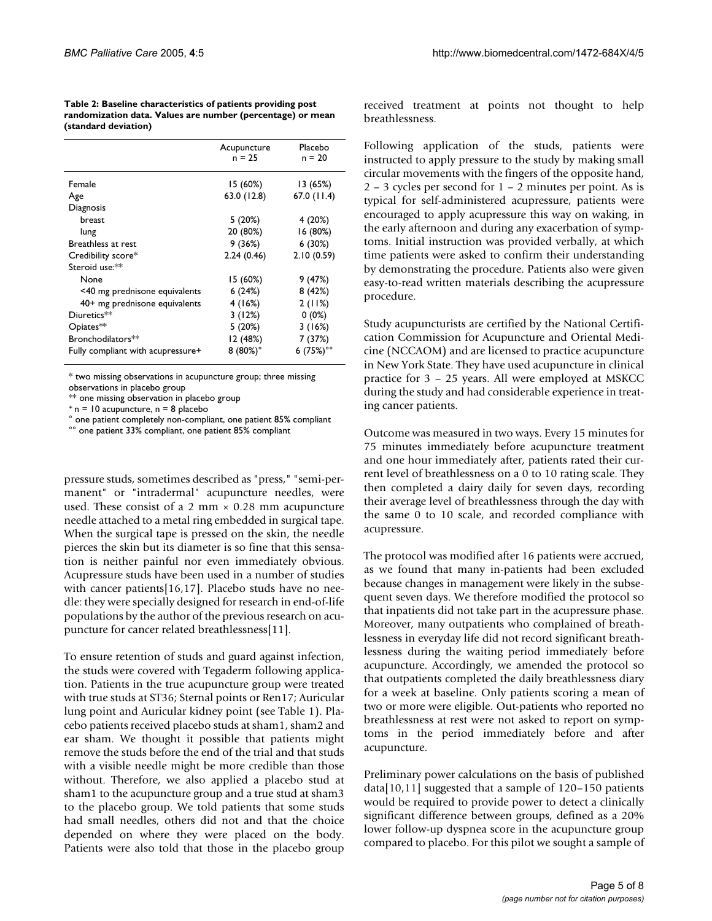**Table 2: Baseline characteristics of patients providing post randomization data. Values are number (percentage) or mean (standard deviation)**

| | Acupuncture n = 25 | Placebo n = 20 |
|---|---|---|
| Female | 15 (60%) | 13 (65%) |
| Age | 63.0 (12.8) | 67.0 (11.4) |
| Diagnosis | | |
| breast | 5 (20%) | 4 (20%) |
| lung | 20 (80%) | 16 (80%) |
| Breathless at rest | 9 (36%) | 6 (30%) |
| Credibility score* | 2.24 (0.46) | 2.10 (0.59) |
| Steroid use:** | | |
| None | 15 (60%) | 9 (47%) |
| <40 mg prednisone equivalents | 6 (24%) | 8 (42%) |
| 40+ mg prednisone equivalents | 4 (16%) | 2 (11%) |
| Diuretics** | 3 (12%) | 0 (0%) |
| Opiates** | 5 (20%) | 3 (16%) |
| Bronchodilators** | 12 (48%) | 7 (37%) |
| Fully compliant with acupressure+ | 8 (80%)° | 6 (75%)°° |

* two missing observations in acupuncture group; three missing observations in placebo group

** one missing observation in placebo group

+ n = 10 acupuncture, n = 8 placebo

° one patient completely non-compliant, one patient 85% compliant

°° one patient 33% compliant, one patient 85% compliant

pressure studs, sometimes described as "press," "semi-permanent" or "intradermal" acupuncture needles, were used. These consist of a 2 mm × 0.28 mm acupuncture needle attached to a metal ring embedded in surgical tape. When the surgical tape is pressed on the skin, the needle pierces the skin but its diameter is so fine that this sensation is neither painful nor even immediately obvious. Acupressure studs have been used in a number of studies with cancer patients[16,17]. Placebo studs have no needle: they were specially designed for research in end-of-life populations by the author of the previous research on acupuncture for cancer related breathlessness[11].

To ensure retention of studs and guard against infection, the studs were covered with Tegaderm following application. Patients in the true acupuncture group were treated with true studs at ST36; Sternal points or Ren17; Auricular lung point and Auricular kidney point (see Table 1). Placebo patients received placebo studs at sham1, sham2 and ear sham. We thought it possible that patients might remove the studs before the end of the trial and that studs with a visible needle might be more credible than those without. Therefore, we also applied a placebo stud at sham1 to the acupuncture group and a true stud at sham3 to the placebo group. We told patients that some studs had small needles, others did not and that the choice depended on where they were placed on the body. Patients were also told that those in the placebo group received treatment at points not thought to help breathlessness.

Following application of the studs, patients were instructed to apply pressure to the study by making small circular movements with the fingers of the opposite hand, 2 – 3 cycles per second for 1 – 2 minutes per point. As is typical for self-administered acupressure, patients were encouraged to apply acupressure this way on waking, in the early afternoon and during any exacerbation of symptoms. Initial instruction was provided verbally, at which time patients were asked to confirm their understanding by demonstrating the procedure. Patients also were given easy-to-read written materials describing the acupressure procedure.

Study acupuncturists are certified by the National Certification Commission for Acupuncture and Oriental Medicine (NCCAOM) and are licensed to practice acupuncture in New York State. They have used acupuncture in clinical practice for 3 – 25 years. All were employed at MSKCC during the study and had considerable experience in treating cancer patients.

Outcome was measured in two ways. Every 15 minutes for 75 minutes immediately before acupuncture treatment and one hour immediately after, patients rated their current level of breathlessness on a 0 to 10 rating scale. They then completed a dairy daily for seven days, recording their average level of breathlessness through the day with the same 0 to 10 scale, and recorded compliance with acupressure.

The protocol was modified after 16 patients were accrued, as we found that many in-patients had been excluded because changes in management were likely in the subsequent seven days. We therefore modified the protocol so that inpatients did not take part in the acupressure phase. Moreover, many outpatients who complained of breathlessness in everyday life did not record significant breathlessness during the waiting period immediately before acupuncture. Accordingly, we amended the protocol so that outpatients completed the daily breathlessness diary for a week at baseline. Only patients scoring a mean of two or more were eligible. Out-patients who reported no breathlessness at rest were not asked to report on symptoms in the period immediately before and after acupuncture.

Preliminary power calculations on the basis of published data[10,11] suggested that a sample of 120–150 patients would be required to provide power to detect a clinically significant difference between groups, defined as a 20% lower follow-up dyspnea score in the acupuncture group compared to placebo. For this pilot we sought a sample of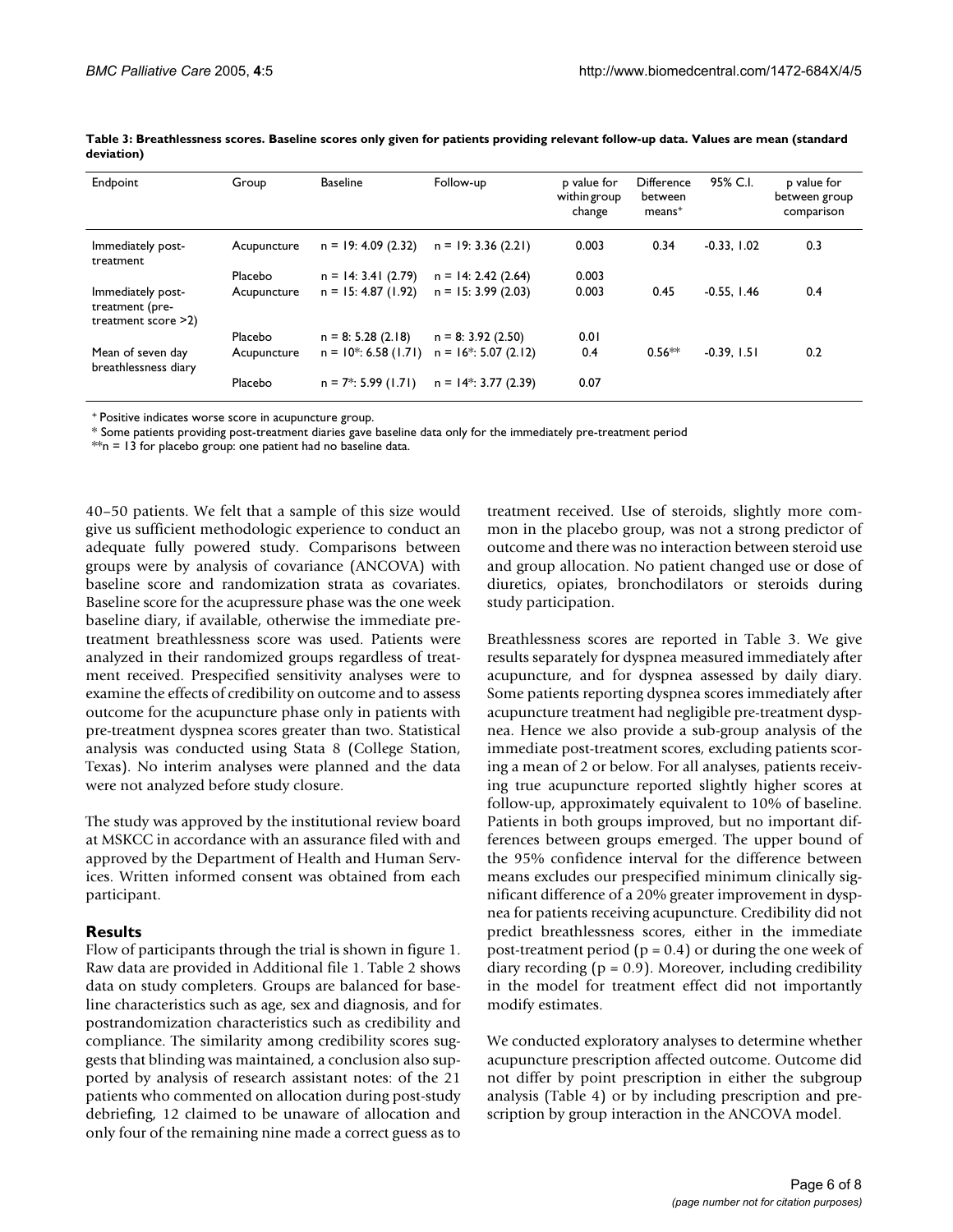**Table 3: Breathlessness scores. Baseline scores only given for patients providing relevant follow-up data. Values are mean (standard deviation)**

| Endpoint | Group | Baseline | Follow-up | p value for within group change | Difference between means+ | 95% C.I. | p value for between group comparison |
|---|---|---|---|---|---|---|---|
| Immediately post-treatment | Acupuncture | n = 19: 4.09 (2.32) | n = 19: 3.36 (2.21) | 0.003 | 0.34 | -0.33, 1.02 | 0.3 |
| | Placebo | n = 14: 3.41 (2.79) | n = 14: 2.42 (2.64) | 0.003 | | | |
| Immediately post-treatment (pre-treatment score >2) | Acupuncture | n = 15: 4.87 (1.92) | n = 15: 3.99 (2.03) | 0.003 | 0.45 | -0.55, 1.46 | 0.4 |
| | Placebo | n = 8: 5.28 (2.18) | n = 8: 3.92 (2.50) | 0.01 | | | |
| Mean of seven day breathlessness diary | Acupuncture | n = 10*: 6.58 (1.71) | n = 16*: 5.07 (2.12) | 0.4 | 0.56** | -0.39, 1.51 | 0.2 |
| | Placebo | n = 7*: 5.99 (1.71) | n = 14*: 3.77 (2.39) | 0.07 | | | |

+ Positive indicates worse score in acupuncture group.

* Some patients providing post-treatment diaries gave baseline data only for the immediately pre-treatment period

**n = 13 for placebo group: one patient had no baseline data.

40–50 patients. We felt that a sample of this size would give us sufficient methodologic experience to conduct an adequate fully powered study. Comparisons between groups were by analysis of covariance (ANCOVA) with baseline score and randomization strata as covariates. Baseline score for the acupressure phase was the one week baseline diary, if available, otherwise the immediate pre-treatment breathlessness score was used. Patients were analyzed in their randomized groups regardless of treatment received. Prespecified sensitivity analyses were to examine the effects of credibility on outcome and to assess outcome for the acupuncture phase only in patients with pre-treatment dyspnea scores greater than two. Statistical analysis was conducted using Stata 8 (College Station, Texas). No interim analyses were planned and the data were not analyzed before study closure.

The study was approved by the institutional review board at MSKCC in accordance with an assurance filed with and approved by the Department of Health and Human Services. Written informed consent was obtained from each participant.

## Results

Flow of participants through the trial is shown in figure 1. Raw data are provided in Additional file 1. Table 2 shows data on study completers. Groups are balanced for baseline characteristics such as age, sex and diagnosis, and for postrandomization characteristics such as credibility and compliance. The similarity among credibility scores suggests that blinding was maintained, a conclusion also supported by analysis of research assistant notes: of the 21 patients who commented on allocation during post-study debriefing, 12 claimed to be unaware of allocation and only four of the remaining nine made a correct guess as to treatment received. Use of steroids, slightly more common in the placebo group, was not a strong predictor of outcome and there was no interaction between steroid use and group allocation. No patient changed use or dose of diuretics, opiates, bronchodilators or steroids during study participation.

Breathlessness scores are reported in Table 3. We give results separately for dyspnea measured immediately after acupuncture, and for dyspnea assessed by daily diary. Some patients reporting dyspnea scores immediately after acupuncture treatment had negligible pre-treatment dyspnea. Hence we also provide a sub-group analysis of the immediate post-treatment scores, excluding patients scoring a mean of 2 or below. For all analyses, patients receiving true acupuncture reported slightly higher scores at follow-up, approximately equivalent to 10% of baseline. Patients in both groups improved, but no important differences between groups emerged. The upper bound of the 95% confidence interval for the difference between means excludes our prespecified minimum clinically significant difference of a 20% greater improvement in dyspnea for patients receiving acupuncture. Credibility did not predict breathlessness scores, either in the immediate post-treatment period ($p = 0.4$) or during the one week of diary recording ($p = 0.9$). Moreover, including credibility in the model for treatment effect did not importantly modify estimates.

We conducted exploratory analyses to determine whether acupuncture prescription affected outcome. Outcome did not differ by point prescription in either the subgroup analysis (Table 4) or by including prescription and prescription by group interaction in the ANCOVA model.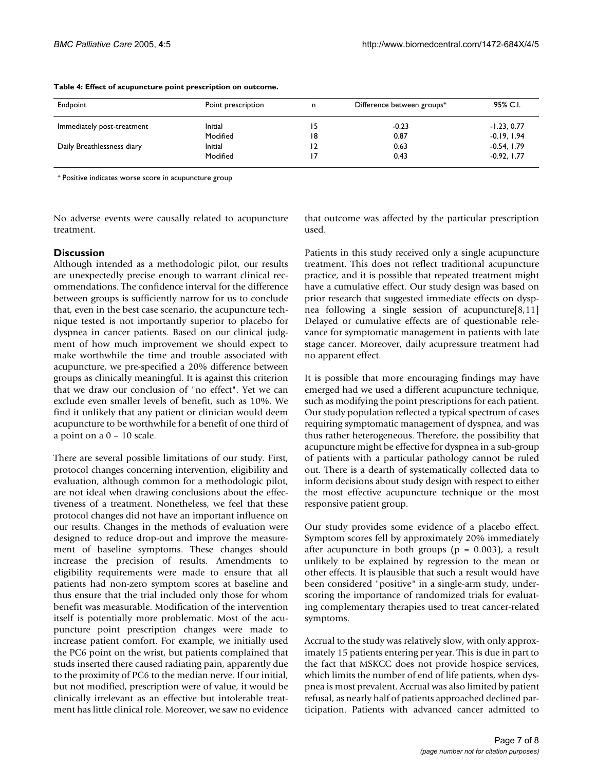**Table 4: Effect of acupuncture point prescription on outcome.**

| Endpoint | Point prescription | n | Difference between groups⁺ | 95% C.I. |
| --- | --- | --- | --- | --- |
| Immediately post-treatment | Initial | 15 | -0.23 | -1.23, 0.77 |
| | Modified | 18 | 0.87 | -0.19, 1.94 |
| Daily Breathlessness diary | Initial | 12 | 0.63 | -0.54, 1.79 |
| | Modified | 17 | 0.43 | -0.92, 1.77 |

⁺ Positive indicates worse score in acupuncture group

No adverse events were causally related to acupuncture treatment.

## Discussion

Although intended as a methodologic pilot, our results are unexpectedly precise enough to warrant clinical recommendations. The confidence interval for the difference between groups is sufficiently narrow for us to conclude that, even in the best case scenario, the acupuncture technique tested is not importantly superior to placebo for dyspnea in cancer patients. Based on our clinical judgment of how much improvement we should expect to make worthwhile the time and trouble associated with acupuncture, we pre-specified a 20% difference between groups as clinically meaningful. It is against this criterion that we draw our conclusion of "no effect". Yet we can exclude even smaller levels of benefit, such as 10%. We find it unlikely that any patient or clinician would deem acupuncture to be worthwhile for a benefit of one third of a point on a 0 – 10 scale.

There are several possible limitations of our study. First, protocol changes concerning intervention, eligibility and evaluation, although common for a methodologic pilot, are not ideal when drawing conclusions about the effectiveness of a treatment. Nonetheless, we feel that these protocol changes did not have an important influence on our results. Changes in the methods of evaluation were designed to reduce drop-out and improve the measurement of baseline symptoms. These changes should increase the precision of results. Amendments to eligibility requirements were made to ensure that all patients had non-zero symptom scores at baseline and thus ensure that the trial included only those for whom benefit was measurable. Modification of the intervention itself is potentially more problematic. Most of the acupuncture point prescription changes were made to increase patient comfort. For example, we initially used the PC6 point on the wrist, but patients complained that studs inserted there caused radiating pain, apparently due to the proximity of PC6 to the median nerve. If our initial, but not modified, prescription were of value, it would be clinically irrelevant as an effective but intolerable treatment has little clinical role. Moreover, we saw no evidence that outcome was affected by the particular prescription used.

Patients in this study received only a single acupuncture treatment. This does not reflect traditional acupuncture practice, and it is possible that repeated treatment might have a cumulative effect. Our study design was based on prior research that suggested immediate effects on dyspnea following a single session of acupuncture[8,11] Delayed or cumulative effects are of questionable relevance for symptomatic management in patients with late stage cancer. Moreover, daily acupressure treatment had no apparent effect.

It is possible that more encouraging findings may have emerged had we used a different acupuncture technique, such as modifying the point prescriptions for each patient. Our study population reflected a typical spectrum of cases requiring symptomatic management of dyspnea, and was thus rather heterogeneous. Therefore, the possibility that acupuncture might be effective for dyspnea in a sub-group of patients with a particular pathology cannot be ruled out. There is a dearth of systematically collected data to inform decisions about study design with respect to either the most effective acupuncture technique or the most responsive patient group.

Our study provides some evidence of a placebo effect. Symptom scores fell by approximately 20% immediately after acupuncture in both groups ($p = 0.003$), a result unlikely to be explained by regression to the mean or other effects. It is plausible that such a result would have been considered "positive" in a single-arm study, underscoring the importance of randomized trials for evaluating complementary therapies used to treat cancer-related symptoms.

Accrual to the study was relatively slow, with only approximately 15 patients entering per year. This is due in part to the fact that MSKCC does not provide hospice services, which limits the number of end of life patients, when dyspnea is most prevalent. Accrual was also limited by patient refusal, as nearly half of patients approached declined participation. Patients with advanced cancer admitted to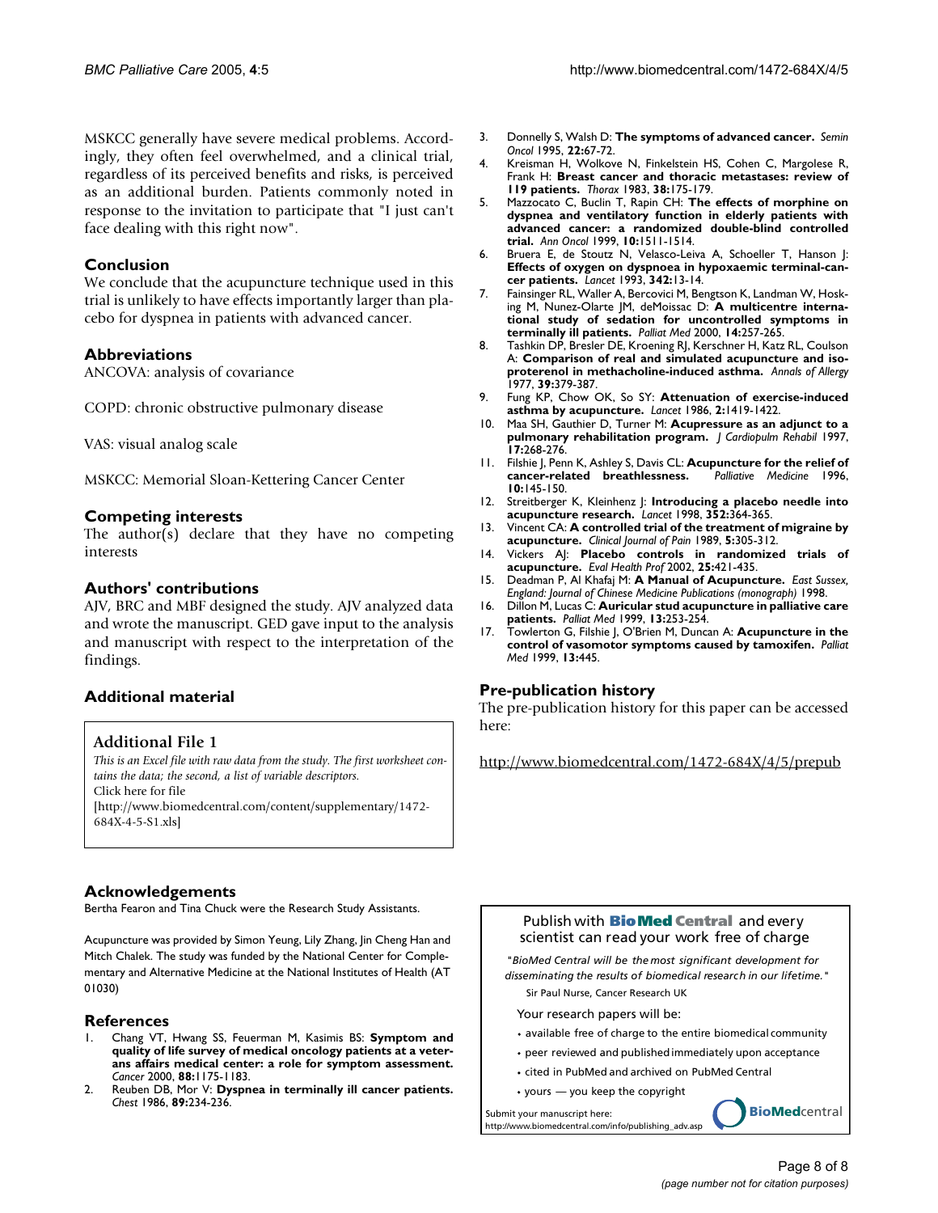MSKCC generally have severe medical problems. Accordingly, they often feel overwhelmed, and a clinical trial, regardless of its perceived benefits and risks, is perceived as an additional burden. Patients commonly noted in response to the invitation to participate that "I just can't face dealing with this right now".

## Conclusion

We conclude that the acupuncture technique used in this trial is unlikely to have effects importantly larger than placebo for dyspnea in patients with advanced cancer.

## Abbreviations

ANCOVA: analysis of covariance

COPD: chronic obstructive pulmonary disease

VAS: visual analog scale

MSKCC: Memorial Sloan-Kettering Cancer Center

## Competing interests

The author(s) declare that they have no competing interests

## Authors' contributions

AJV, BRC and MBF designed the study. AJV analyzed data and wrote the manuscript. GED gave input to the analysis and manuscript with respect to the interpretation of the findings.

## Additional material

**Additional File 1**

*This is an Excel file with raw data from the study. The first worksheet contains the data; the second, a list of variable descriptors.*
Click here for file
[http://www.biomedcentral.com/content/supplementary/1472-684X-4-5-S1.xls]

## Acknowledgements

Bertha Fearon and Tina Chuck were the Research Study Assistants.

Acupuncture was provided by Simon Yeung, Lily Zhang, Jin Cheng Han and Mitch Chalek. The study was funded by the National Center for Complementary and Alternative Medicine at the National Institutes of Health (AT 01030)

## References

1. Chang VT, Hwang SS, Feuerman M, Kasimis BS: **Symptom and quality of life survey of medical oncology patients at a veterans affairs medical center: a role for symptom assessment.** *Cancer* 2000, **88:**1175-1183.
2. Reuben DB, Mor V: **Dyspnea in terminally ill cancer patients.** *Chest* 1986, **89:**234-236.
3. Donnelly S, Walsh D: **The symptoms of advanced cancer.** *Semin Oncol* 1995, **22:**67-72.
4. Kreisman H, Wolkove N, Finkelstein HS, Cohen C, Margolese R, Frank H: **Breast cancer and thoracic metastases: review of 119 patients.** *Thorax* 1983, **38:**175-179.
5. Mazzocato C, Buclin T, Rapin CH: **The effects of morphine on dyspnea and ventilatory function in elderly patients with advanced cancer: a randomized double-blind controlled trial.** *Ann Oncol* 1999, **10:**1511-1514.
6. Bruera E, de Stoutz N, Velasco-Leiva A, Schoeller T, Hanson J: **Effects of oxygen on dyspnoea in hypoxaemic terminal-cancer patients.** *Lancet* 1993, **342:**13-14.
7. Fainsinger RL, Waller A, Bercovici M, Bengtson K, Landman W, Hosking M, Nunez-Olarte JM, deMoissac D: **A multicentre international study of sedation for uncontrolled symptoms in terminally ill patients.** *Palliat Med* 2000, **14:**257-265.
8. Tashkin DP, Bresler DE, Kroening RJ, Kerschner H, Katz RL, Coulson A: **Comparison of real and simulated acupuncture and isoproterenol in methacholine-induced asthma.** *Annals of Allergy* 1977, **39:**379-387.
9. Fung KP, Chow OK, So SY: **Attenuation of exercise-induced asthma by acupuncture.** *Lancet* 1986, **2:**1419-1422.
10. Maa SH, Gauthier D, Turner M: **Acupressure as an adjunct to a pulmonary rehabilitation program.** *J Cardiopulm Rehabil* 1997, **17:**268-276.
11. Filshie J, Penn K, Ashley S, Davis CL: **Acupuncture for the relief of cancer-related breathlessness.** *Palliative Medicine* 1996, **10:**145-150.
12. Streitberger K, Kleinhenz J: **Introducing a placebo needle into acupuncture research.** *Lancet* 1998, **352:**364-365.
13. Vincent CA: **A controlled trial of the treatment of migraine by acupuncture.** *Clinical Journal of Pain* 1989, **5:**305-312.
14. Vickers AJ: **Placebo controls in randomized trials of acupuncture.** *Eval Health Prof* 2002, **25:**421-435.
15. Deadman P, Al Khafaj M: **A Manual of Acupuncture.** *East Sussex, England: Journal of Chinese Medicine Publications (monograph)* 1998.
16. Dillon M, Lucas C: **Auricular stud acupuncture in palliative care patients.** *Palliat Med* 1999, **13:**253-254.
17. Towlerton G, Filshie J, O'Brien M, Duncan A: **Acupuncture in the control of vasomotor symptoms caused by tamoxifen.** *Palliat Med* 1999, **13:**445.

## Pre-publication history

The pre-publication history for this paper can be accessed here:

http://www.biomedcentral.com/1472-684X/4/5/prepub

Publish with **BioMed Central** and every scientist can read your work free of charge

*"BioMed Central will be the most significant development for disseminating the results of biomedical research in our lifetime."*
Sir Paul Nurse, Cancer Research UK

Your research papers will be:

- available free of charge to the entire biomedical community
- peer reviewed and published immediately upon acceptance
- cited in PubMed and archived on PubMed Central
- yours — you keep the copyright

Submit your manuscript here:
http://www.biomedcentral.com/info/publishing_adv.asp

BioMedcentral